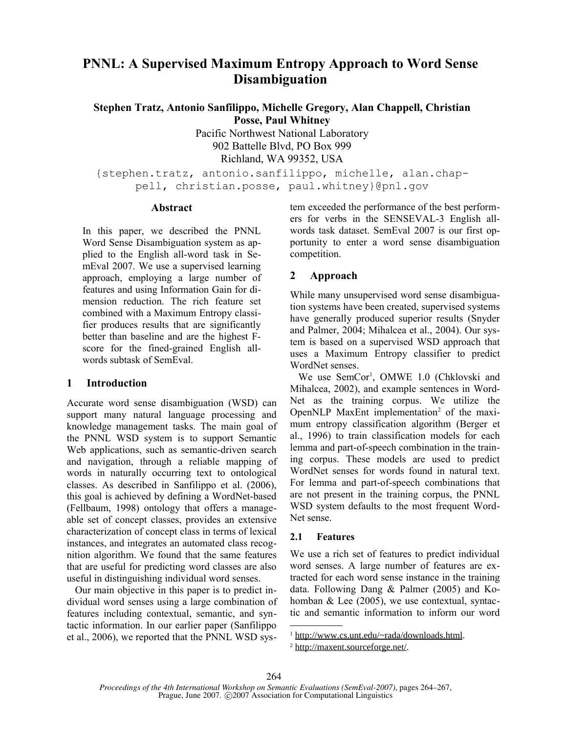# PNNL: A Supervised Maximum Entropy Approach to Word Sense Disambiguation

**Stephen Tratz, Antonio Sanfilippo, Michelle Gregory, Alan Chappell, Christian Posse, Paul Whitney**

Pacific Northwest National Laboratory
902 Battelle Blvd, PO Box 999
Richland, WA 99352, USA

{stephen.tratz, antonio.sanfilippo, michelle, alan.chappell, christian.posse, paul.whitney}@pnl.gov

## Abstract

In this paper, we described the PNNL Word Sense Disambiguation system as applied to the English all-word task in SemEval 2007. We use a supervised learning approach, employing a large number of features and using Information Gain for dimension reduction. The rich feature set combined with a Maximum Entropy classifier produces results that are significantly better than baseline and are the highest F-score for the fined-grained English all-words subtask of SemEval.

## 1 Introduction

Accurate word sense disambiguation (WSD) can support many natural language processing and knowledge management tasks. The main goal of the PNNL WSD system is to support Semantic Web applications, such as semantic-driven search and navigation, through a reliable mapping of words in naturally occurring text to ontological classes. As described in Sanfilippo et al. (2006), this goal is achieved by defining a WordNet-based (Fellbaum, 1998) ontology that offers a manageable set of concept classes, provides an extensive characterization of concept class in terms of lexical instances, and integrates an automated class recognition algorithm. We found that the same features that are useful for predicting word classes are also useful in distinguishing individual word senses.

Our main objective in this paper is to predict individual word senses using a large combination of features including contextual, semantic, and syntactic information. In our earlier paper (Sanfilippo et al., 2006), we reported that the PNNL WSD system exceeded the performance of the best performers for verbs in the SENSEVAL-3 English all-words task dataset. SemEval 2007 is our first opportunity to enter a word sense disambiguation competition.

## 2 Approach

While many unsupervised word sense disambiguation systems have been created, supervised systems have generally produced superior results (Snyder and Palmer, 2004; Mihalcea et al., 2004). Our system is based on a supervised WSD approach that uses a Maximum Entropy classifier to predict WordNet senses.

We use SemCor[1], OMWE 1.0 (Chklovski and Mihalcea, 2002), and example sentences in WordNet as the training corpus. We utilize the OpenNLP MaxEnt implementation[2] of the maximum entropy classification algorithm (Berger et al., 1996) to train classification models for each lemma and part-of-speech combination in the training corpus. These models are used to predict WordNet senses for words found in natural text. For lemma and part-of-speech combinations that are not present in the training corpus, the PNNL WSD system defaults to the most frequent WordNet sense.

### 2.1 Features

We use a rich set of features to predict individual word senses. A large number of features are extracted for each word sense instance in the training data. Following Dang & Palmer (2005) and Kohomban & Lee (2005), we use contextual, syntactic and semantic information to inform our word

[1] http://www.cs.unt.edu/~rada/downloads.html.

[2] http://maxent.sourceforge.net/.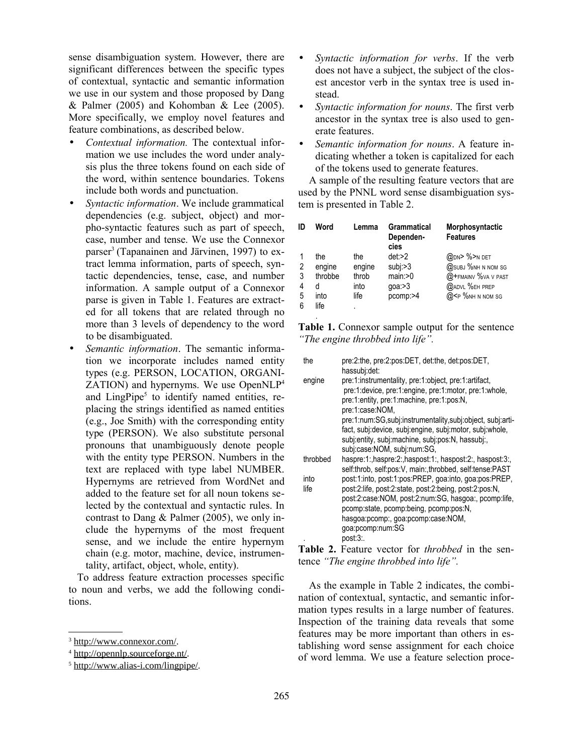sense disambiguation system. However, there are significant differences between the specific types of contextual, syntactic and semantic information we use in our system and those proposed by Dang & Palmer (2005) and Kohomban & Lee (2005). More specifically, we employ novel features and feature combinations, as described below.

- *Contextual information.* The contextual information we use includes the word under analysis plus the three tokens found on each side of the word, within sentence boundaries. Tokens include both words and punctuation.
- *Syntactic information*. We include grammatical dependencies (e.g. subject, object) and morpho-syntactic features such as part of speech, case, number and tense. We use the Connexor parser[3] (Tapanainen and Järvinen, 1997) to extract lemma information, parts of speech, syntactic dependencies, tense, case, and number information. A sample output of a Connexor parse is given in Table 1. Features are extracted for all tokens that are related through no more than 3 levels of dependency to the word to be disambiguated.
- *Semantic information*. The semantic information we incorporate includes named entity types (e.g. PERSON, LOCATION, ORGANIZATION) and hypernyms. We use OpenNLP[4] and LingPipe[5] to identify named entities, replacing the strings identified as named entities (e.g., Joe Smith) with the corresponding entity type (PERSON). We also substitute personal pronouns that unambiguously denote people with the entity type PERSON. Numbers in the text are replaced with type label NUMBER. Hypernyms are retrieved from WordNet and added to the feature set for all noun tokens selected by the contextual and syntactic rules. In contrast to Dang & Palmer (2005), we only include the hypernyms of the most frequent sense, and we include the entire hypernym chain (e.g. motor, machine, device, instrumentality, artifact, object, whole, entity).

To address feature extraction processes specific to noun and verbs, we add the following conditions.

- *Syntactic information for verbs*. If the verb does not have a subject, the subject of the closest ancestor verb in the syntax tree is used instead.
- *Syntactic information for nouns*. The first verb ancestor in the syntax tree is also used to generate features.
- *Semantic information for nouns*. A feature indicating whether a token is capitalized for each of the tokens used to generate features.

A sample of the resulting feature vectors that are used by the PNNL word sense disambiguation system is presented in Table 2.

| ID | Word | Lemma | Grammatical Dependencies | Morphosyntactic Features |
|---|---|---|---|---|
| 1 | the | the | det:>2 | @DN> %>N DET |
| 2 | engine | engine | subj:>3 | @SUBJ %NH N NOM SG |
| 3 | throbbe | throb | main:>0 | @+FMAINV %VA V PAST |
| 4 | d | into | goa:>3 | @ADVL %EH PREP |
| 5 | into | life | pcomp:>4 | @<P %NH N NOM SG |
| 6 | life | . | | |
| | . | | | |

**Table 1.** Connexor sample output for the sentence *"The engine throbbed into life".*

| | |
|---|---|
| the | pre:2:the, pre:2:pos:DET, det:the, det:pos:DET, hassubj:det: |
| engine | pre:1:instrumentality, pre:1:object, pre:1:artifact, pre:1:device, pre:1:engine, pre:1:motor, pre:1:whole, pre:1:entity, pre:1:machine, pre:1:pos:N, pre:1:case:NOM, pre:1:num:SG,subj:instrumentality,subj:object, subj:artifact, subj:device, subj:engine, subj:motor, subj:whole, subj:entity, subj:machine, subj:pos:N, hassubj:, subj:case:NOM, subj:num:SG, |
| throbbed | haspre:1:,haspre:2:,haspost:1:, haspost:2:, haspost:3:, self:throb, self:pos:V, main:,throbbed, self:tense:PAST |
| into | post:1:into, post:1:pos:PREP, goa:into, goa:pos:PREP, |
| life | post:2:life, post:2:state, post:2:being, post:2:pos:N, post:2:case:NOM, post:2:num:SG, hasgoa:, pcomp:life, pcomp:state, pcomp:being, pcomp:pos:N, hasgoa:pcomp:, goa:pcomp:case:NOM, goa:pcomp:num:SG |
| . | post:3:. |

**Table 2.** Feature vector for *throbbed* in the sentence *"The engine throbbed into life".*

As the example in Table 2 indicates, the combination of contextual, syntactic, and semantic information types results in a large number of features. Inspection of the training data reveals that some features may be more important than others in establishing word sense assignment for each choice of word lemma. We use a feature selection proce-

[3] http://www.connexor.com/.

[4] http://opennlp.sourceforge.nt/.

[5] http://www.alias-i.com/lingpipe/.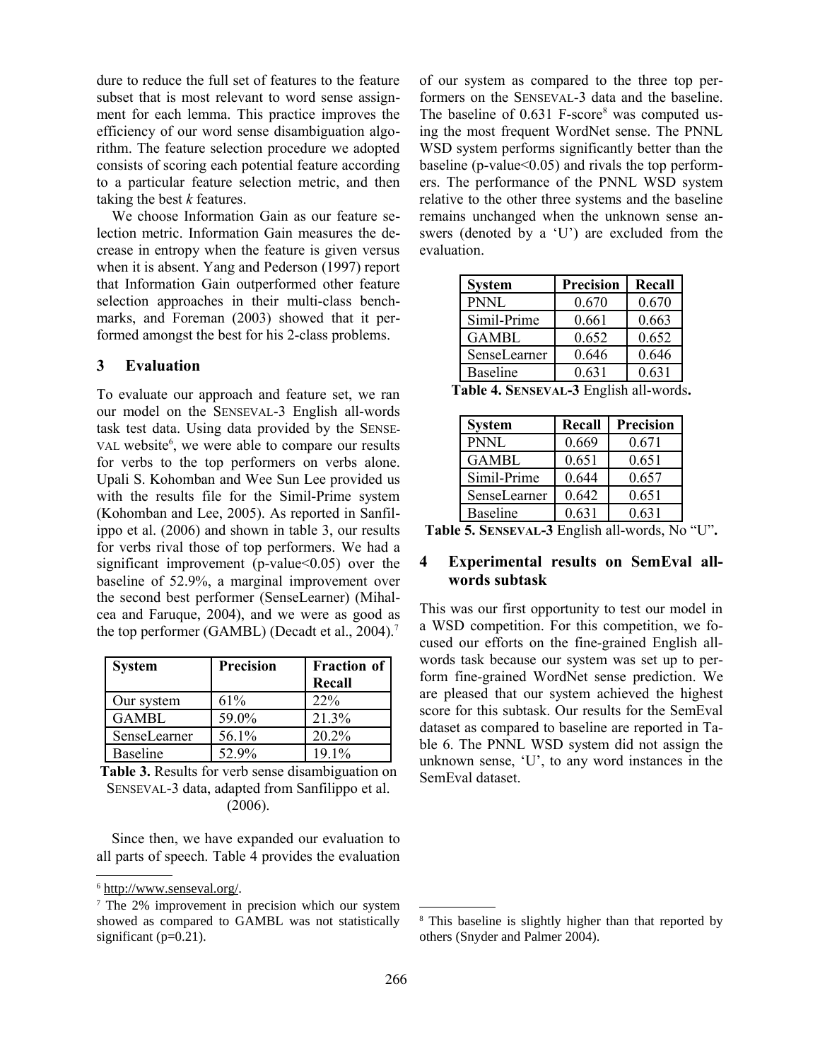dure to reduce the full set of features to the feature subset that is most relevant to word sense assignment for each lemma. This practice improves the efficiency of our word sense disambiguation algorithm. The feature selection procedure we adopted consists of scoring each potential feature according to a particular feature selection metric, and then taking the best *k* features.

We choose Information Gain as our feature selection metric. Information Gain measures the decrease in entropy when the feature is given versus when it is absent. Yang and Pederson (1997) report that Information Gain outperformed other feature selection approaches in their multi-class benchmarks, and Foreman (2003) showed that it performed amongst the best for his 2-class problems.

## 3 Evaluation

To evaluate our approach and feature set, we ran our model on the SENSEVAL-3 English all-words task test data. Using data provided by the SENSEVAL website[6], we were able to compare our results for verbs to the top performers on verbs alone. Upali S. Kohomban and Wee Sun Lee provided us with the results file for the Simil-Prime system (Kohomban and Lee, 2005). As reported in Sanfilippo et al. (2006) and shown in table 3, our results for verbs rival those of top performers. We had a significant improvement (p-value<0.05) over the baseline of 52.9%, a marginal improvement over the second best performer (SenseLearner) (Mihalcea and Faruque, 2004), and we were as good as the top performer (GAMBL) (Decadt et al., 2004).[7]

| System | Precision | Fraction of Recall |
|---|---|---|
| Our system | 61% | 22% |
| GAMBL | 59.0% | 21.3% |
| SenseLearner | 56.1% | 20.2% |
| Baseline | 52.9% | 19.1% |

**Table 3.** Results for verb sense disambiguation on SENSEVAL-3 data, adapted from Sanfilippo et al. (2006).

Since then, we have expanded our evaluation to all parts of speech. Table 4 provides the evaluation of our system as compared to the three top performers on the SENSEVAL-3 data and the baseline. The baseline of 0.631 F-score[8] was computed using the most frequent WordNet sense. The PNNL WSD system performs significantly better than the baseline (p-value<0.05) and rivals the top performers. The performance of the PNNL WSD system relative to the other three systems and the baseline remains unchanged when the unknown sense answers (denoted by a 'U') are excluded from the evaluation.

| System | Precision | Recall |
|---|---|---|
| PNNL | 0.670 | 0.670 |
| Simil-Prime | 0.661 | 0.663 |
| GAMBL | 0.652 | 0.652 |
| SenseLearner | 0.646 | 0.646 |
| Baseline | 0.631 | 0.631 |

**Table 4. SENSEVAL-3** English all-words**.**

| System | Recall | Precision |
|---|---|---|
| PNNL | 0.669 | 0.671 |
| GAMBL | 0.651 | 0.651 |
| Simil-Prime | 0.644 | 0.657 |
| SenseLearner | 0.642 | 0.651 |
| Baseline | 0.631 | 0.631 |

**Table 5. SENSEVAL-3** English all-words, No "U"**.**

## 4 Experimental results on SemEval all-words subtask

This was our first opportunity to test our model in a WSD competition. For this competition, we focused our efforts on the fine-grained English all-words task because our system was set up to perform fine-grained WordNet sense prediction. We are pleased that our system achieved the highest score for this subtask. Our results for the SemEval dataset as compared to baseline are reported in Table 6. The PNNL WSD system did not assign the unknown sense, 'U', to any word instances in the SemEval dataset.

---

[6] http://www.senseval.org/.

[7] The 2% improvement in precision which our system showed as compared to GAMBL was not statistically significant (p=0.21).

[8] This baseline is slightly higher than that reported by others (Snyder and Palmer 2004).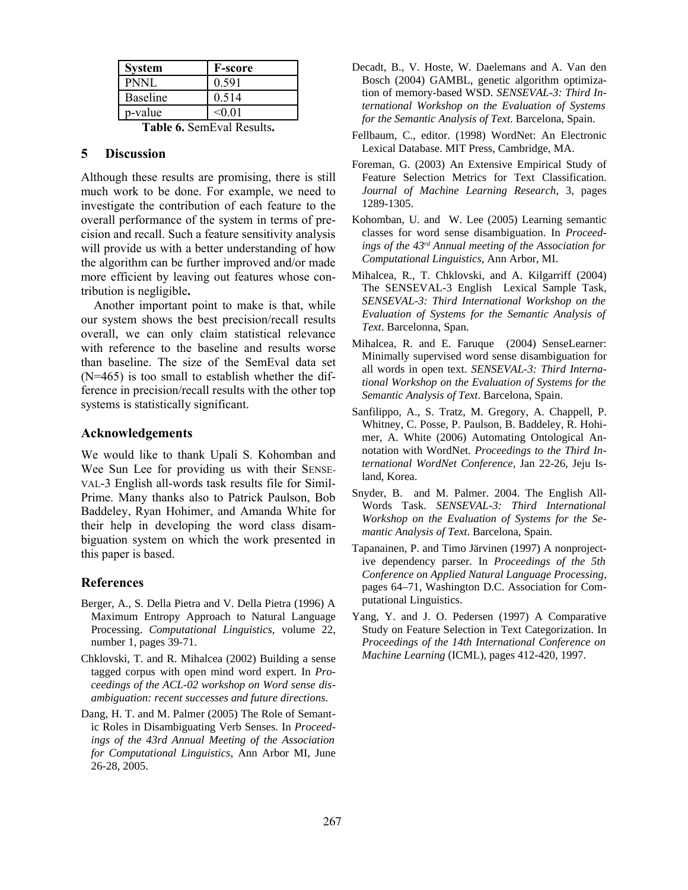| System | F-score |
|---|---|
| PNNL | 0.591 |
| Baseline | 0.514 |
| p-value | <0.01 |

**Table 6.** SemEval Results**.**

## 5 Discussion

Although these results are promising, there is still much work to be done. For example, we need to investigate the contribution of each feature to the overall performance of the system in terms of precision and recall. Such a feature sensitivity analysis will provide us with a better understanding of how the algorithm can be further improved and/or made more efficient by leaving out features whose contribution is negligible**.**

Another important point to make is that, while our system shows the best precision/recall results overall, we can only claim statistical relevance with reference to the baseline and results worse than baseline. The size of the SemEval data set (N=465) is too small to establish whether the difference in precision/recall results with the other top systems is statistically significant.

## Acknowledgements

We would like to thank Upali S. Kohomban and Wee Sun Lee for providing us with their SENSEVAL-3 English all-words task results file for SimilPrime. Many thanks also to Patrick Paulson, Bob Baddeley, Ryan Hohimer, and Amanda White for their help in developing the word class disambiguation system on which the work presented in this paper is based.

## References

Berger, A., S. Della Pietra and V. Della Pietra (1996) A Maximum Entropy Approach to Natural Language Processing. *Computational Linguistics*, volume 22, number 1, pages 39-71.

Chklovski, T. and R. Mihalcea (2002) Building a sense tagged corpus with open mind word expert. In *Proceedings of the ACL-02 workshop on Word sense disambiguation: recent successes and future directions.*

Dang, H. T. and M. Palmer (2005) The Role of Semantic Roles in Disambiguating Verb Senses. In *Proceedings of the 43rd Annual Meeting of the Association for Computational Linguistics*, Ann Arbor MI, June 26-28, 2005.

Decadt, B., V. Hoste, W. Daelemans and A. Van den Bosch (2004) GAMBL, genetic algorithm optimization of memory-based WSD. *SENSEVAL-3: Third International Workshop on the Evaluation of Systems for the Semantic Analysis of Text*. Barcelona, Spain.

Fellbaum, C., editor. (1998) WordNet: An Electronic Lexical Database. MIT Press, Cambridge, MA.

Foreman, G. (2003) An Extensive Empirical Study of Feature Selection Metrics for Text Classification. *Journal of Machine Learning Research*, 3, pages 1289-1305.

Kohomban, U. and W. Lee (2005) Learning semantic classes for word sense disambiguation. In *Proceedings of the 43rd Annual meeting of the Association for Computational Linguistics*, Ann Arbor, MI.

Mihalcea, R., T. Chklovski, and A. Kilgarriff (2004) The SENSEVAL-3 English Lexical Sample Task, *SENSEVAL-3: Third International Workshop on the Evaluation of Systems for the Semantic Analysis of Text*. Barcelonna, Span.

Mihalcea, R. and E. Faruque (2004) SenseLearner: Minimally supervised word sense disambiguation for all words in open text. *SENSEVAL-3: Third International Workshop on the Evaluation of Systems for the Semantic Analysis of Text*. Barcelona, Spain.

Sanfilippo, A., S. Tratz, M. Gregory, A. Chappell, P. Whitney, C. Posse, P. Paulson, B. Baddeley, R. Hohimer, A. White (2006) Automating Ontological Annotation with WordNet*. Proceedings to the Third International WordNet Conference*, Jan 22-26, Jeju Island, Korea.

Snyder, B. and M. Palmer. 2004. The English All-Words Task. *SENSEVAL-3: Third International Workshop on the Evaluation of Systems for the Semantic Analysis of Text*. Barcelona, Spain.

Tapanainen, P. and Timo Järvinen (1997) A nonprojective dependency parser. In *Proceedings of the 5th Conference on Applied Natural Language Processing*, pages 64–71, Washington D.C. Association for Computational Linguistics.

Yang, Y. and J. O. Pedersen (1997) A Comparative Study on Feature Selection in Text Categorization. In *Proceedings of the 14th International Conference on Machine Learning* (ICML), pages 412-420, 1997.